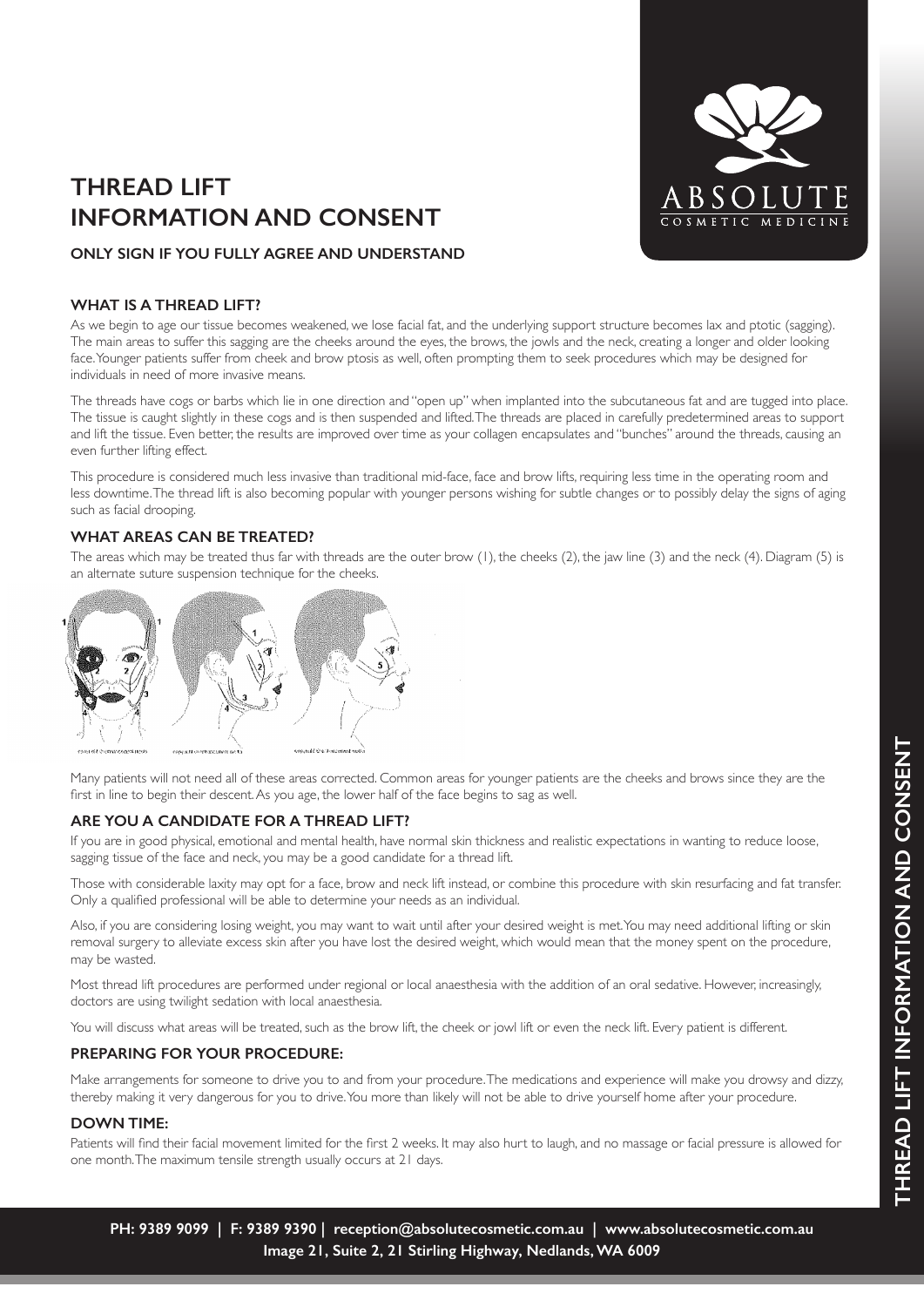# THREAD LIFT INFORMATION AND CONSENT

**ONLY SIGN IF YOU FULLY AGREE AND UNDERSTAND**

### WHAT IS A THREAD LIFT?

As we begin to age our tissue becomes weakened, we lose facial fat, and the underlying support structure becomes lax and ptotic (sagging). The main areas to suffer this sagging are the cheeks around the eyes, the brows, the jowls and the neck, creating a longer and older looking face. Younger patients suffer from cheek and brow ptosis as well, often prompting them to seek procedures which may be designed for individuals in need of more invasive means.

The threads have cogs or barbs which lie in one direction and "open up" when implanted into the subcutaneous fat and are tugged into place. The tissue is caught slightly in these cogs and is then suspended and lifted. The threads are placed in carefully predetermined areas to support and lift the tissue. Even better, the results are improved over time as your collagen encapsulates and "bunches" around the threads, causing an even further lifting effect.

This procedure is considered much less invasive than traditional mid-face, face and brow lifts, requiring less time in the operating room and less downtime. The thread lift is also becoming popular with younger persons wishing for subtle changes or to possibly delay the signs of aging such as facial drooping.

### WHAT AREAS CAN BE TREATED?

The areas which may be treated thus far with threads are the outer brow (1), the cheeks (2), the jaw line (3) and the neck (4). Diagram (5) is an alternate suture suspension technique for the cheeks.

Many patients will not need all of these areas corrected. Common areas for younger patients are the cheeks and brows since they are the first in line to begin their descent. As you age, the lower half of the face begins to sag as well.

### ARE YOU A CANDIDATE FOR A THREAD LIFT?

If you are in good physical, emotional and mental health, have normal skin thickness and realistic expectations in wanting to reduce loose, sagging tissue of the face and neck, you may be a good candidate for a thread lift.

Those with considerable laxity may opt for a face, brow and neck lift instead, or combine this procedure with skin resurfacing and fat transfer. Only a qualified professional will be able to determine your needs as an individual.

Also, if you are considering losing weight, you may want to wait until after your desired weight is met. You may need additional lifting or skin removal surgery to alleviate excess skin after you have lost the desired weight, which would mean that the money spent on the procedure, may be wasted.

Most thread lift procedures are performed under regional or local anaesthesia with the addition of an oral sedative. However, increasingly, doctors are using twilight sedation with local anaesthesia.

You will discuss what areas will be treated, such as the brow lift, the cheek or jowl lift or even the neck lift. Every patient is different.

### PREPARING FOR YOUR PROCEDURE:

Make arrangements for someone to drive you to and from your procedure. The medications and experience will make you drowsy and dizzy, thereby making it very dangerous for you to drive. You more than likely will not be able to drive yourself home after your procedure.

### DOWN TIME:

Patients will find their facial movement limited for the first 2 weeks. It may also hurt to laugh, and no massage or facial pressure is allowed for one month. The maximum tensile strength usually occurs at 21 days.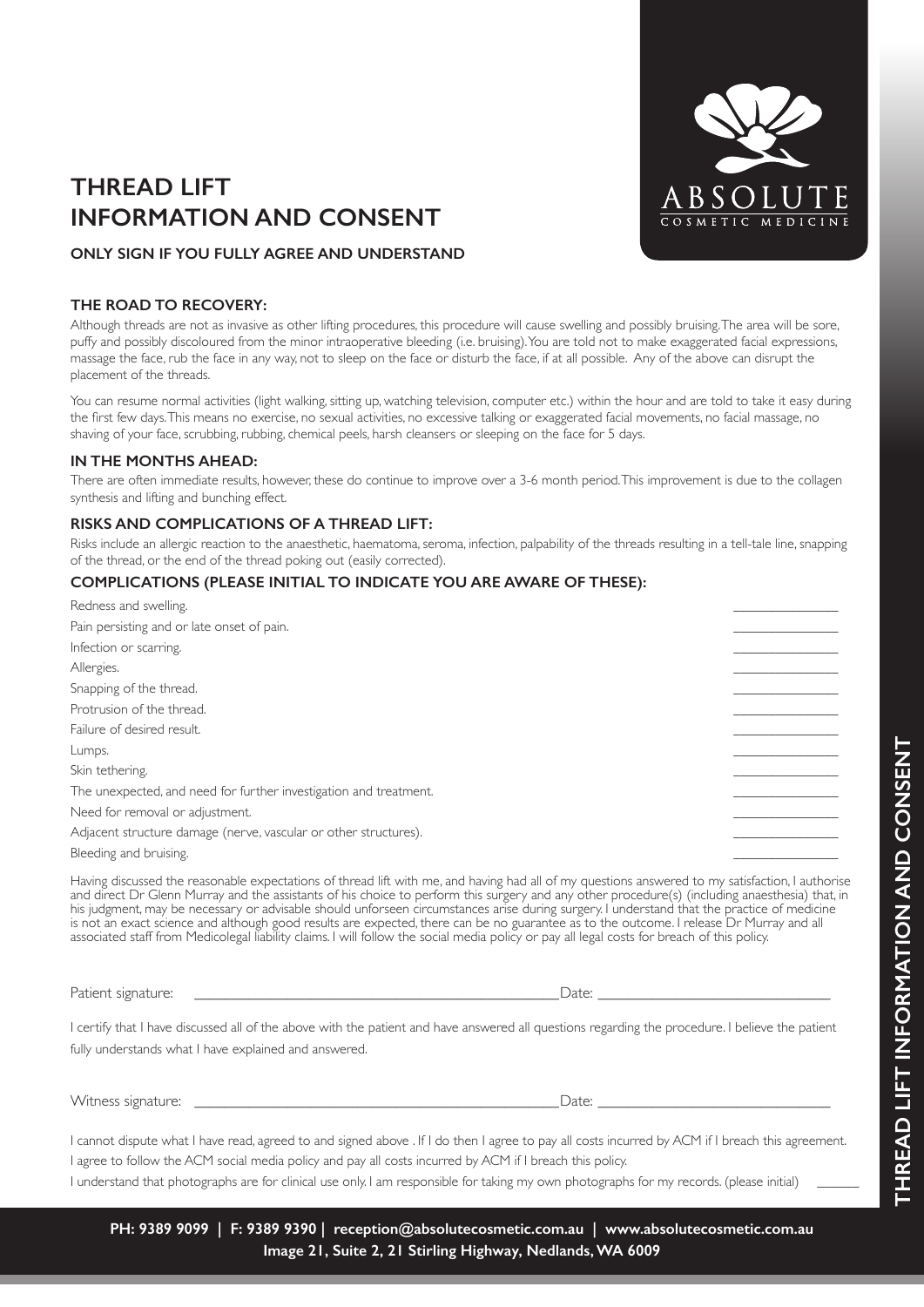# THREAD LIFT INFORMATION AND CONSENT

**ONLY SIGN IF YOU FULLY AGREE AND UNDERSTAND**

ABSOLUTE
COSMETIC MEDICINE

### THE ROAD TO RECOVERY:

Although threads are not as invasive as other lifting procedures, this procedure will cause swelling and possibly bruising. The area will be sore, puffy and possibly discoloured from the minor intraoperative bleeding (i.e. bruising). You are told not to make exaggerated facial expressions, massage the face, rub the face in any way, not to sleep on the face or disturb the face, if at all possible. Any of the above can disrupt the placement of the threads.

You can resume normal activities (light walking, sitting up, watching television, computer etc.) within the hour and are told to take it easy during the first few days. This means no exercise, no sexual activities, no excessive talking or exaggerated facial movements, no facial massage, no shaving of your face, scrubbing, rubbing, chemical peels, harsh cleansers or sleeping on the face for 5 days.

### IN THE MONTHS AHEAD:

There are often immediate results, however, these do continue to improve over a 3-6 month period. This improvement is due to the collagen synthesis and lifting and bunching effect.

### RISKS AND COMPLICATIONS OF A THREAD LIFT:

Risks include an allergic reaction to the anaesthetic, haematoma, seroma, infection, palpability of the threads resulting in a tell-tale line, snapping of the thread, or the end of the thread poking out (easily corrected).

### COMPLICATIONS (PLEASE INITIAL TO INDICATE YOU ARE AWARE OF THESE):

| | |
|---|---|
| Redness and swelling. | ______________ |
| Pain persisting and or late onset of pain. | ______________ |
| Infection or scarring. | ______________ |
| Allergies. | ______________ |
| Snapping of the thread. | ______________ |
| Protrusion of the thread. | ______________ |
| Failure of desired result. | ______________ |
| Lumps. | ______________ |
| Skin tethering. | ______________ |
| The unexpected, and need for further investigation and treatment. | ______________ |
| Need for removal or adjustment. | ______________ |
| Adjacent structure damage (nerve, vascular or other structures). | ______________ |
| Bleeding and bruising. | ______________ |

Having discussed the reasonable expectations of thread lift with me, and having had all of my questions answered to my satisfaction, I authorise and direct Dr Glenn Murray and the assistants of his choice to perform this surgery and any other procedure(s) (including anaesthesia) that, in his judgment, may be necessary or advisable should unforseen circumstances arise during surgery. I understand that the practice of medicine is not an exact science and although good results are expected, there can be no guarantee as to the outcome. I release Dr Murray and all associated staff from Medicolegal liability claims. I will follow the social media policy or pay all legal costs for breach of this policy.

Patient signature: ______________________________________________ Date: ____________________________

I certify that I have discussed all of the above with the patient and have answered all questions regarding the procedure. I believe the patient fully understands what I have explained and answered.

Witness signature: ______________________________________________ Date: ____________________________

I cannot dispute what I have read, agreed to and signed above . If I do then I agree to pay all costs incurred by ACM if I breach this agreement.
I agree to follow the ACM social media policy and pay all costs incurred by ACM if I breach this policy.
I understand that photographs are for clinical use only. I am responsible for taking my own photographs for my records. (please initial) ______

**PH: 9389 9099 | F: 9389 9390 | reception@absolutecosmetic.com.au | www.absolutecosmetic.com.au**
**Image 21, Suite 2, 21 Stirling Highway, Nedlands, WA 6009**